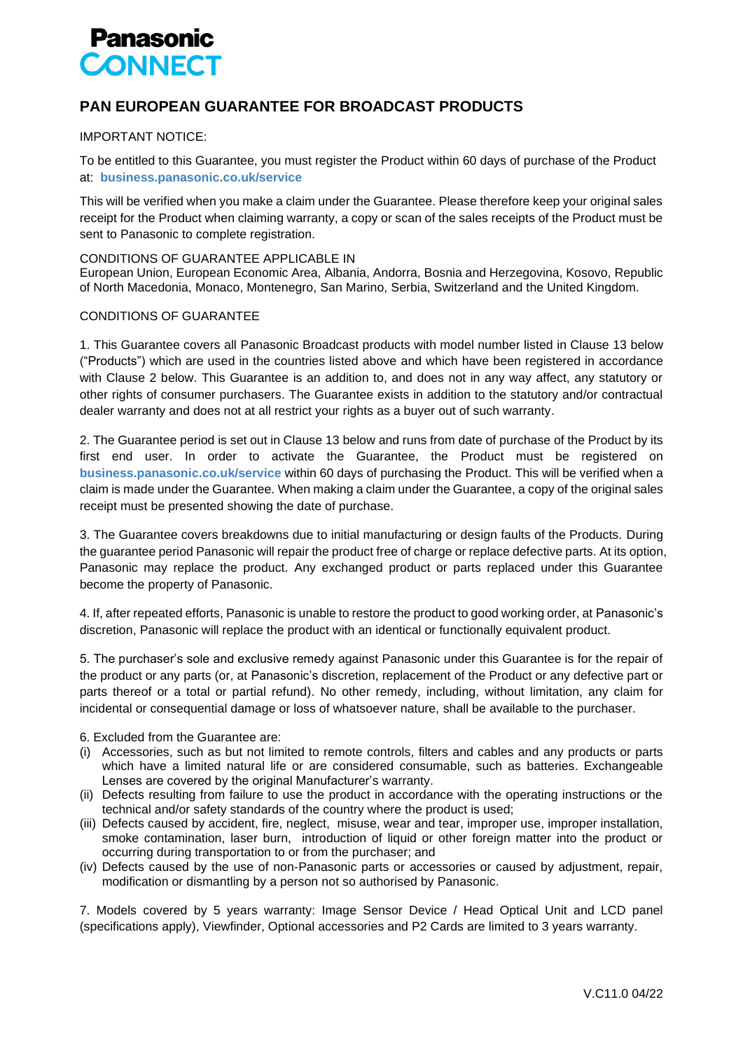**Panasonic CONNECT**

# PAN EUROPEAN GUARANTEE FOR BROADCAST PRODUCTS

IMPORTANT NOTICE:

To be entitled to this Guarantee, you must register the Product within 60 days of purchase of the Product at: **business.panasonic.co.uk/service**

This will be verified when you make a claim under the Guarantee. Please therefore keep your original sales receipt for the Product when claiming warranty, a copy or scan of the sales receipts of the Product must be sent to Panasonic to complete registration.

CONDITIONS OF GUARANTEE APPLICABLE IN
European Union, European Economic Area, Albania, Andorra, Bosnia and Herzegovina, Kosovo, Republic of North Macedonia, Monaco, Montenegro, San Marino, Serbia, Switzerland and the United Kingdom.

CONDITIONS OF GUARANTEE

1. This Guarantee covers all Panasonic Broadcast products with model number listed in Clause 13 below ("Products") which are used in the countries listed above and which have been registered in accordance with Clause 2 below. This Guarantee is an addition to, and does not in any way affect, any statutory or other rights of consumer purchasers. The Guarantee exists in addition to the statutory and/or contractual dealer warranty and does not at all restrict your rights as a buyer out of such warranty.

2. The Guarantee period is set out in Clause 13 below and runs from date of purchase of the Product by its first end user. In order to activate the Guarantee, the Product must be registered on **business.panasonic.co.uk/service** within 60 days of purchasing the Product. This will be verified when a claim is made under the Guarantee. When making a claim under the Guarantee, a copy of the original sales receipt must be presented showing the date of purchase.

3. The Guarantee covers breakdowns due to initial manufacturing or design faults of the Products. During the guarantee period Panasonic will repair the product free of charge or replace defective parts. At its option, Panasonic may replace the product. Any exchanged product or parts replaced under this Guarantee become the property of Panasonic.

4. If, after repeated efforts, Panasonic is unable to restore the product to good working order, at Panasonic's discretion, Panasonic will replace the product with an identical or functionally equivalent product.

5. The purchaser's sole and exclusive remedy against Panasonic under this Guarantee is for the repair of the product or any parts (or, at Panasonic's discretion, replacement of the Product or any defective part or parts thereof or a total or partial refund). No other remedy, including, without limitation, any claim for incidental or consequential damage or loss of whatsoever nature, shall be available to the purchaser.

6. Excluded from the Guarantee are:

(i) Accessories, such as but not limited to remote controls, filters and cables and any products or parts which have a limited natural life or are considered consumable, such as batteries. Exchangeable Lenses are covered by the original Manufacturer's warranty.

(ii) Defects resulting from failure to use the product in accordance with the operating instructions or the technical and/or safety standards of the country where the product is used;

(iii) Defects caused by accident, fire, neglect, misuse, wear and tear, improper use, improper installation, smoke contamination, laser burn, introduction of liquid or other foreign matter into the product or occurring during transportation to or from the purchaser; and

(iv) Defects caused by the use of non-Panasonic parts or accessories or caused by adjustment, repair, modification or dismantling by a person not so authorised by Panasonic.

7. Models covered by 5 years warranty: Image Sensor Device / Head Optical Unit and LCD panel (specifications apply), Viewfinder, Optional accessories and P2 Cards are limited to 3 years warranty.

V.C11.0 04/22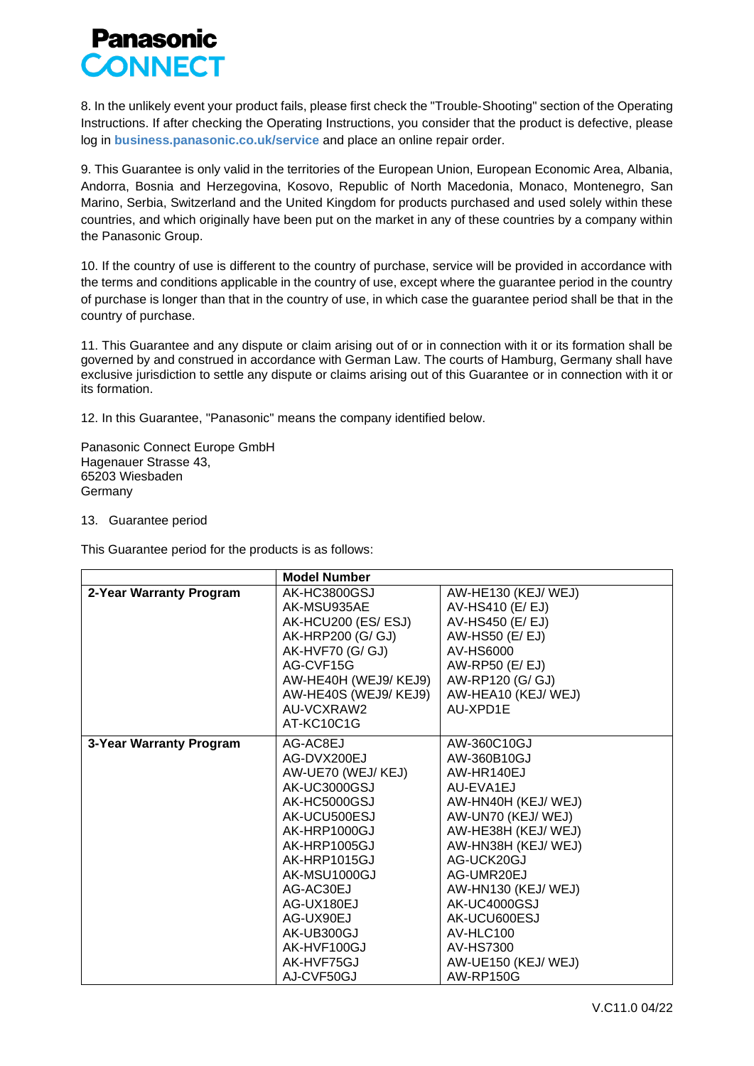8. In the unlikely event your product fails, please first check the "Trouble-Shooting" section of the Operating Instructions. If after checking the Operating Instructions, you consider that the product is defective, please log in **business.panasonic.co.uk/service** and place an online repair order.

9. This Guarantee is only valid in the territories of the European Union, European Economic Area, Albania, Andorra, Bosnia and Herzegovina, Kosovo, Republic of North Macedonia, Monaco, Montenegro, San Marino, Serbia, Switzerland and the United Kingdom for products purchased and used solely within these countries, and which originally have been put on the market in any of these countries by a company within the Panasonic Group.

10. If the country of use is different to the country of purchase, service will be provided in accordance with the terms and conditions applicable in the country of use, except where the guarantee period in the country of purchase is longer than that in the country of use, in which case the guarantee period shall be that in the country of purchase.

11. This Guarantee and any dispute or claim arising out of or in connection with it or its formation shall be governed by and construed in accordance with German Law. The courts of Hamburg, Germany shall have exclusive jurisdiction to settle any dispute or claims arising out of this Guarantee or in connection with it or its formation.

12. In this Guarantee, "Panasonic" means the company identified below.

Panasonic Connect Europe GmbH
Hagenauer Strasse 43,
65203 Wiesbaden
Germany

13. Guarantee period

This Guarantee period for the products is as follows:

| | **Model Number** | |
|---|---|---|
| **2-Year Warranty Program** | AK-HC3800GSJ<br>AK-MSU935AE<br>AK-HCU200 (ES/ ESJ)<br>AK-HRP200 (G/ GJ)<br>AK-HVF70 (G/ GJ)<br>AG-CVF15G<br>AW-HE40H (WEJ9/ KEJ9)<br>AW-HE40S (WEJ9/ KEJ9)<br>AU-VCXRAW2<br>AT-KC10C1G | AW-HE130 (KEJ/ WEJ)<br>AV-HS410 (E/ EJ)<br>AV-HS450 (E/ EJ)<br>AW-HS50 (E/ EJ)<br>AV-HS6000<br>AW-RP50 (E/ EJ)<br>AW-RP120 (G/ GJ)<br>AW-HEA10 (KEJ/ WEJ)<br>AU-XPD1E |
| **3-Year Warranty Program** | AG-AC8EJ<br>AG-DVX200EJ<br>AW-UE70 (WEJ/ KEJ)<br>AK-UC3000GSJ<br>AK-HC5000GSJ<br>AK-UCU500ESJ<br>AK-HRP1000GJ<br>AK-HRP1005GJ<br>AK-HRP1015GJ<br>AK-MSU1000GJ<br>AG-AC30EJ<br>AG-UX180EJ<br>AG-UX90EJ<br>AK-UB300GJ<br>AK-HVF100GJ<br>AK-HVF75GJ<br>AJ-CVF50GJ | AW-360C10GJ<br>AW-360B10GJ<br>AW-HR140EJ<br>AU-EVA1EJ<br>AW-HN40H (KEJ/ WEJ)<br>AW-UN70 (KEJ/ WEJ)<br>AW-HE38H (KEJ/ WEJ)<br>AW-HN38H (KEJ/ WEJ)<br>AG-UCK20GJ<br>AG-UMR20EJ<br>AW-HN130 (KEJ/ WEJ)<br>AK-UC4000GSJ<br>AK-UCU600ESJ<br>AV-HLC100<br>AV-HS7300<br>AW-UE150 (KEJ/ WEJ)<br>AW-RP150G |

V.C11.0 04/22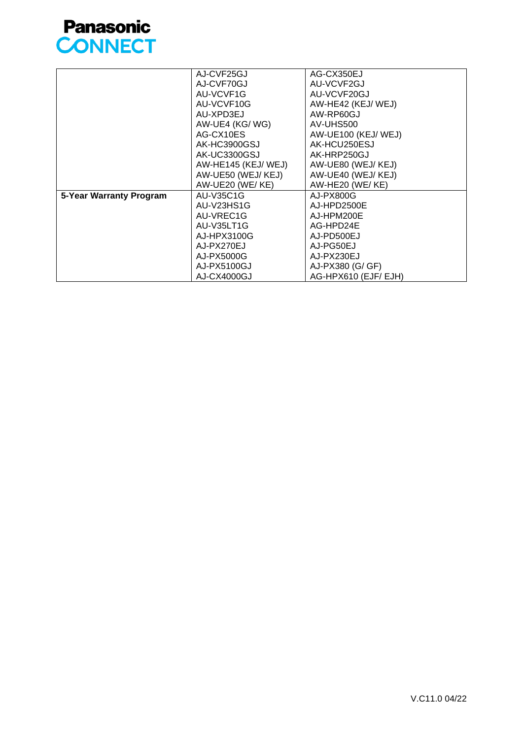| | | |
|---|---|---|
| | AJ-CVF25GJ<br>AJ-CVF70GJ<br>AU-VCVF1G<br>AU-VCVF10G<br>AU-XPD3EJ<br>AW-UE4 (KG/ WG)<br>AG-CX10ES<br>AK-HC3900GSJ<br>AK-UC3300GSJ<br>AW-HE145 (KEJ/ WEJ)<br>AW-UE50 (WEJ/ KEJ)<br>AW-UE20 (WE/ KE) | AG-CX350EJ<br>AU-VCVF2GJ<br>AU-VCVF20GJ<br>AW-HE42 (KEJ/ WEJ)<br>AW-RP60GJ<br>AV-UHS500<br>AW-UE100 (KEJ/ WEJ)<br>AK-HCU250ESJ<br>AK-HRP250GJ<br>AW-UE80 (WEJ/ KEJ)<br>AW-UE40 (WEJ/ KEJ)<br>AW-HE20 (WE/ KE) |
| **5-Year Warranty Program** | AU-V35C1G<br>AU-V23HS1G<br>AU-VREC1G<br>AU-V35LT1G<br>AJ-HPX3100G<br>AJ-PX270EJ<br>AJ-PX5000G<br>AJ-PX5100GJ<br>AJ-CX4000GJ | AJ-PX800G<br>AJ-HPD2500E<br>AJ-HPM200E<br>AG-HPD24E<br>AJ-PD500EJ<br>AJ-PG50EJ<br>AJ-PX230EJ<br>AJ-PX380 (G/ GF)<br>AG-HPX610 (EJF/ EJH) |

V.C11.0 04/22